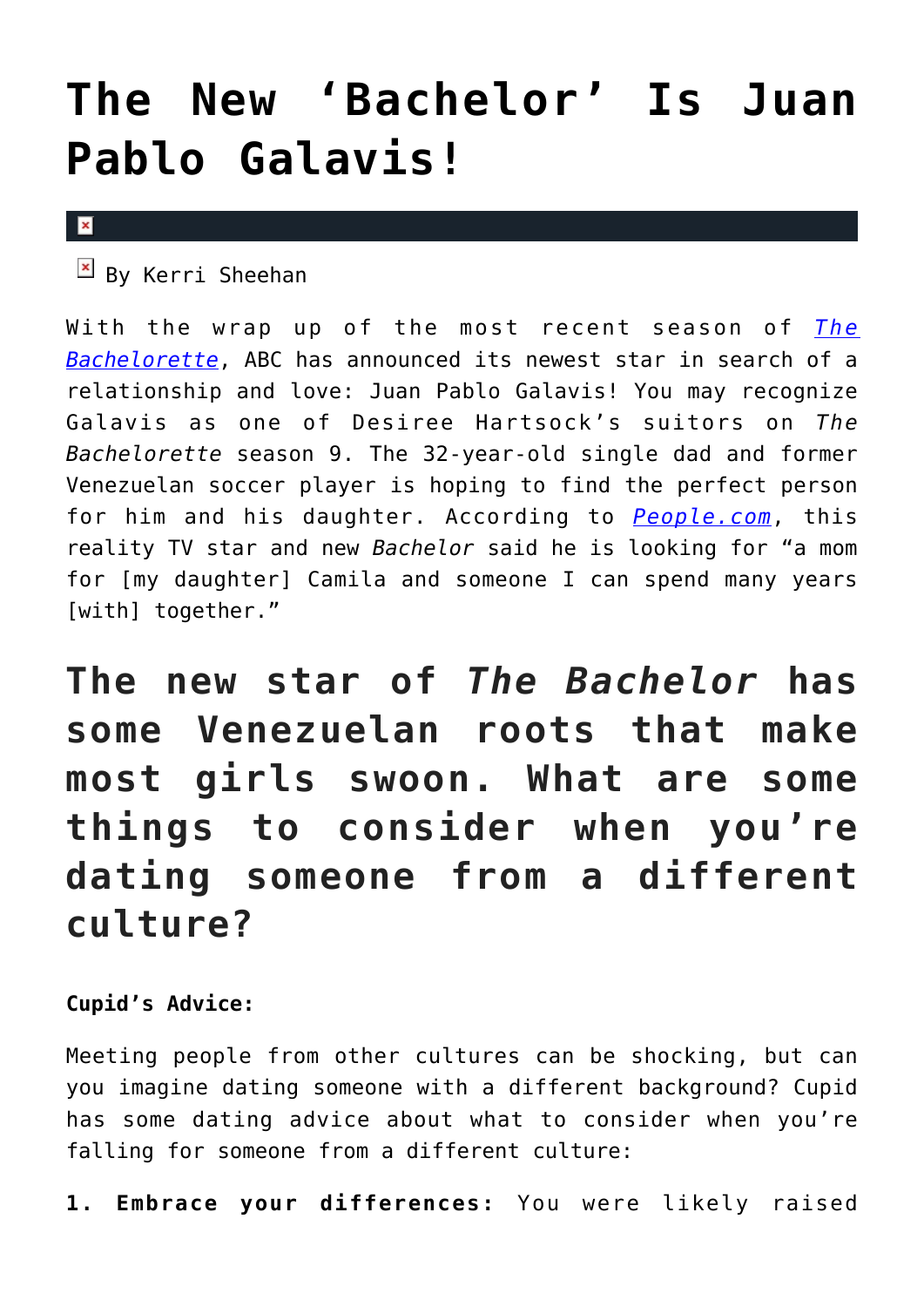# The New 'Bachelor' Is Juan Pablo Galavis!

By Kerri Sheehan

With the wrap up of the most recent season of *The Bachelorette*, ABC has announced its newest star in search of a relationship and love: Juan Pablo Galavis! You may recognize Galavis as one of Desiree Hartsock's suitors on *The Bachelorette* season 9. The 32-year-old single dad and former Venezuelan soccer player is hoping to find the perfect person for him and his daughter. According to *People.com*, this reality TV star and new *Bachelor* said he is looking for "a mom for [my daughter] Camila and someone I can spend many years [with] together."

## The new star of *The Bachelor* has some Venezuelan roots that make most girls swoon. What are some things to consider when you're dating someone from a different culture?

**Cupid's Advice:**

Meeting people from other cultures can be shocking, but can you imagine dating someone with a different background? Cupid has some dating advice about what to consider when you're falling for someone from a different culture:

**1. Embrace your differences:** You were likely raised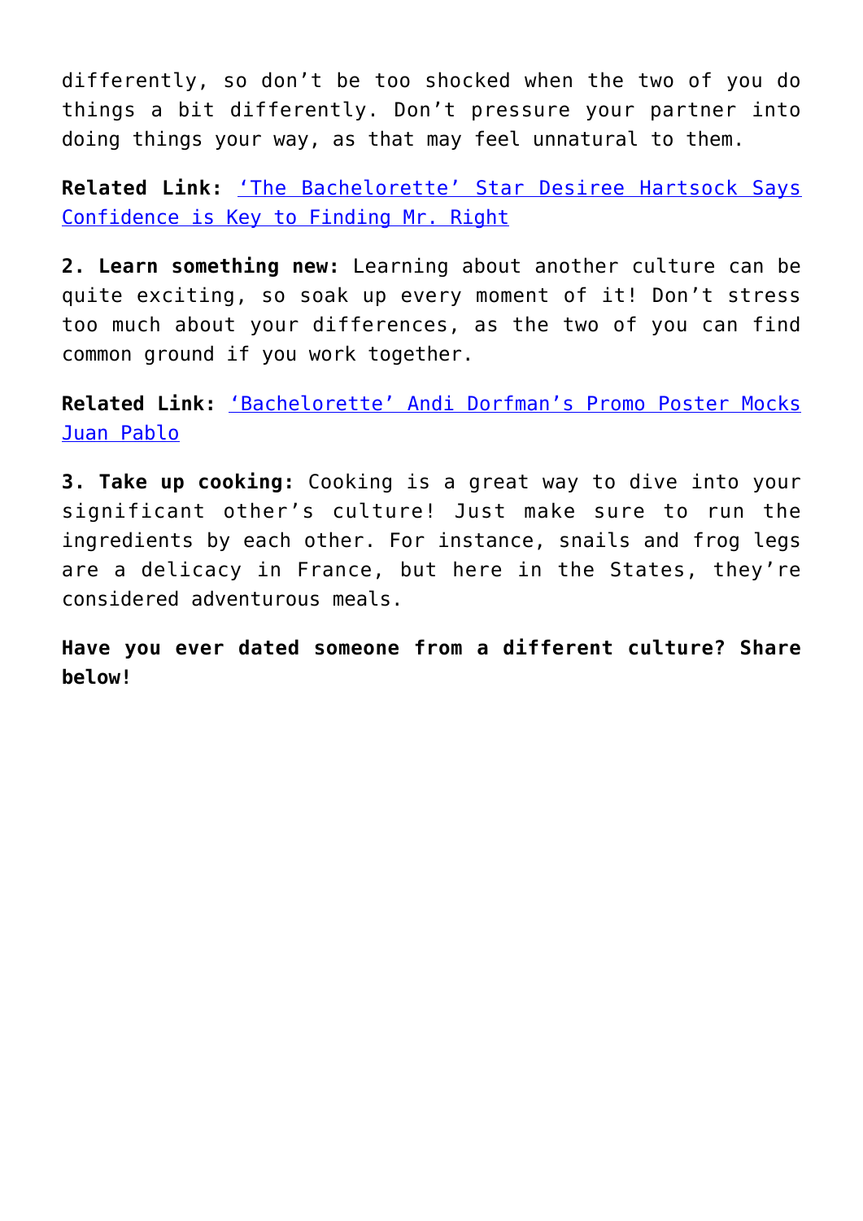differently, so don't be too shocked when the two of you do things a bit differently. Don't pressure your partner into doing things your way, as that may feel unnatural to them.

**Related Link:** ['The Bachelorette' Star Desiree Hartsock Says Confidence is Key to Finding Mr. Right]()

**2. Learn something new:** Learning about another culture can be quite exciting, so soak up every moment of it! Don't stress too much about your differences, as the two of you can find common ground if you work together.

**Related Link:** ['Bachelorette' Andi Dorfman's Promo Poster Mocks Juan Pablo]()

**3. Take up cooking:** Cooking is a great way to dive into your significant other's culture! Just make sure to run the ingredients by each other. For instance, snails and frog legs are a delicacy in France, but here in the States, they're considered adventurous meals.

**Have you ever dated someone from a different culture? Share below!**